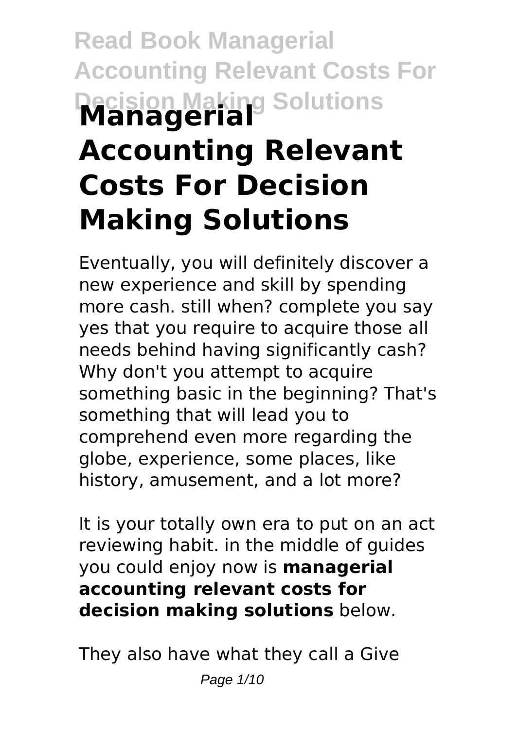# Managerial Accounting Relevant Costs For Decision Making Solutions

Eventually, you will definitely discover a new experience and skill by spending more cash. still when? complete you say yes that you require to acquire those all needs behind having significantly cash? Why don't you attempt to acquire something basic in the beginning? That's something that will lead you to comprehend even more regarding the globe, experience, some places, like history, amusement, and a lot more?

It is your totally own era to put on an act reviewing habit. in the middle of guides you could enjoy now is **managerial accounting relevant costs for decision making solutions** below.

They also have what they call a Give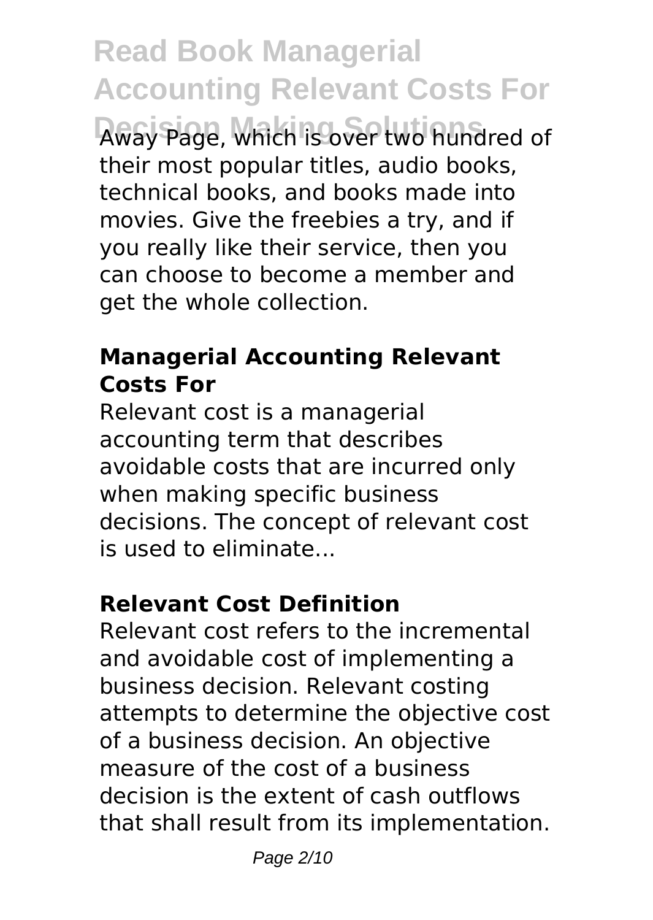Away Page, which is over two hundred of their most popular titles, audio books, technical books, and books made into movies. Give the freebies a try, and if you really like their service, then you can choose to become a member and get the whole collection.

### Managerial Accounting Relevant Costs For

Relevant cost is a managerial accounting term that describes avoidable costs that are incurred only when making specific business decisions. The concept of relevant cost is used to eliminate...

### Relevant Cost Definition

Relevant cost refers to the incremental and avoidable cost of implementing a business decision. Relevant costing attempts to determine the objective cost of a business decision. An objective measure of the cost of a business decision is the extent of cash outflows that shall result from its implementation.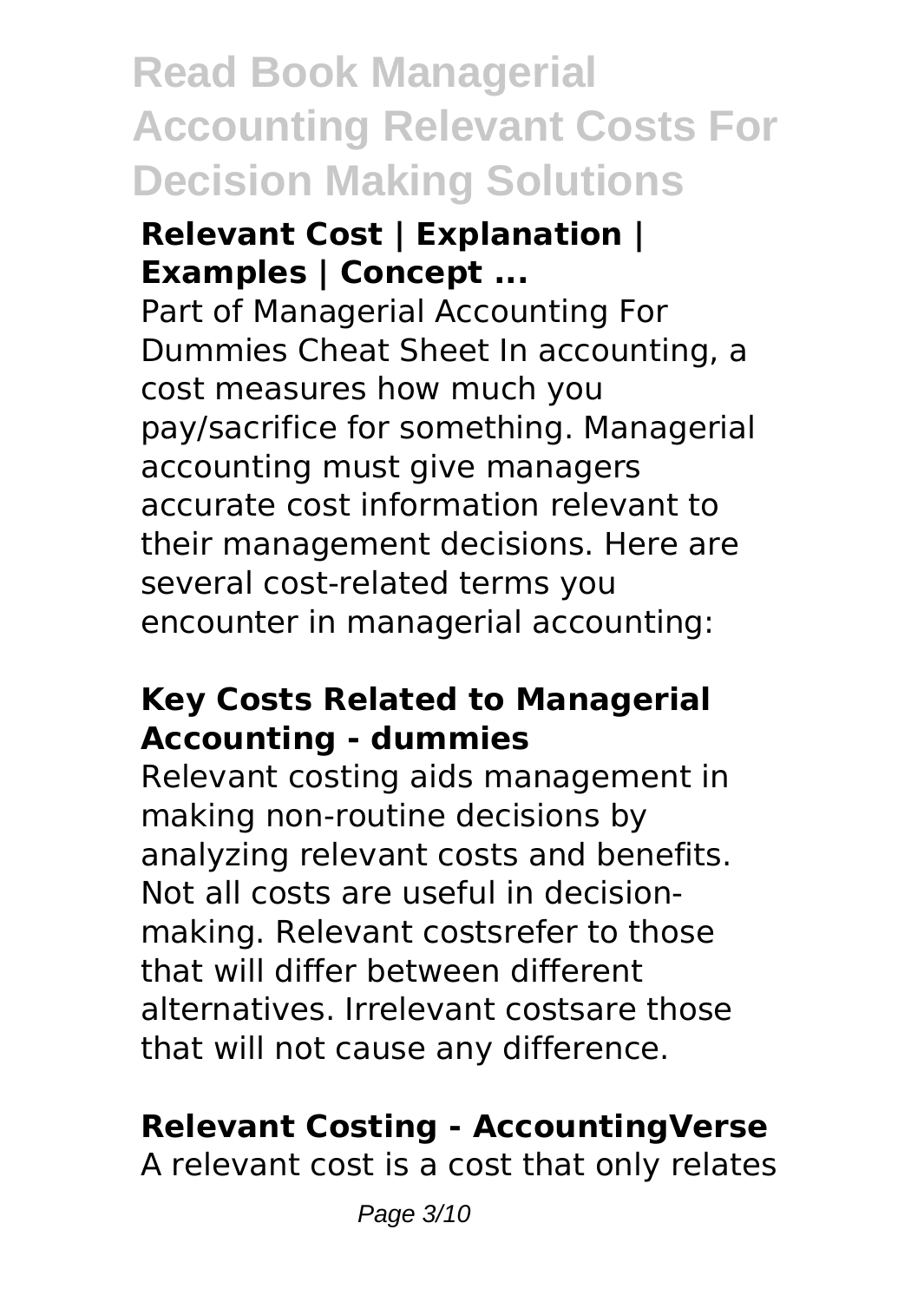# Read Book Managerial Accounting Relevant Costs For Decision Making Solutions

### Relevant Cost | Explanation | Examples | Concept ...

Part of Managerial Accounting For Dummies Cheat Sheet In accounting, a cost measures how much you pay/sacrifice for something. Managerial accounting must give managers accurate cost information relevant to their management decisions. Here are several cost-related terms you encounter in managerial accounting:

### Key Costs Related to Managerial Accounting - dummies

Relevant costing aids management in making non-routine decisions by analyzing relevant costs and benefits. Not all costs are useful in decision-making. Relevant costsrefer to those that will differ between different alternatives. Irrelevant costsare those that will not cause any difference.

### Relevant Costing - AccountingVerse

A relevant cost is a cost that only relates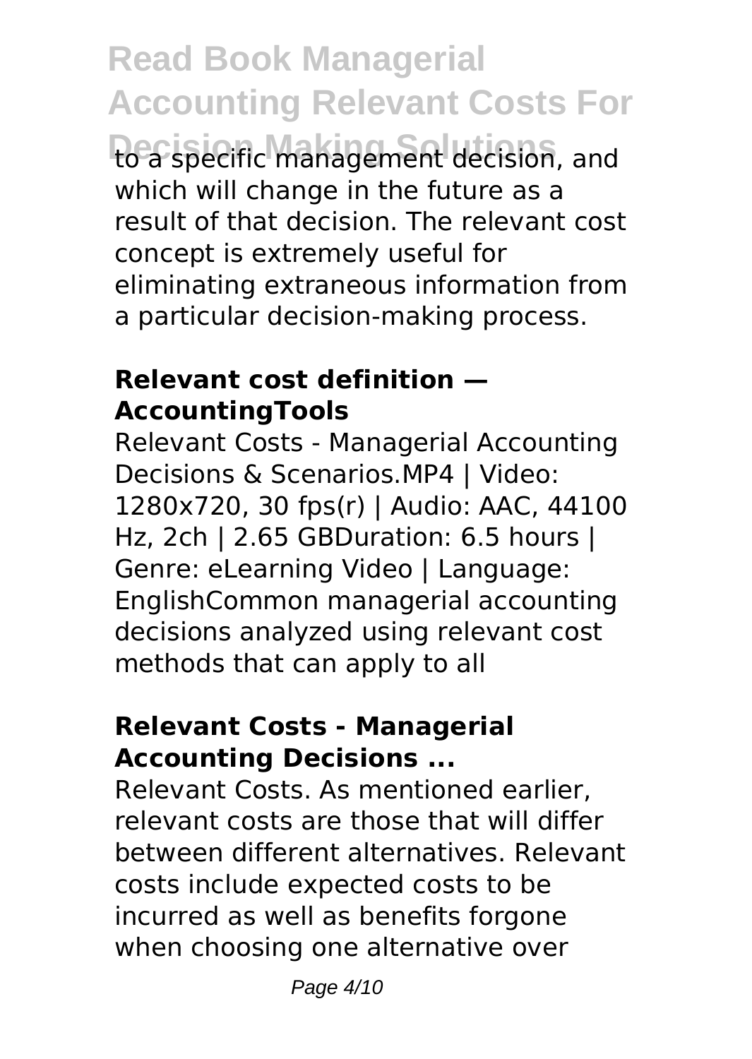to a specific management decision, and which will change in the future as a result of that decision. The relevant cost concept is extremely useful for eliminating extraneous information from a particular decision-making process.

### Relevant cost definition — AccountingTools

Relevant Costs - Managerial Accounting Decisions & Scenarios.MP4 | Video: 1280x720, 30 fps(r) | Audio: AAC, 44100 Hz, 2ch | 2.65 GBDuration: 6.5 hours | Genre: eLearning Video | Language: EnglishCommon managerial accounting decisions analyzed using relevant cost methods that can apply to all

### Relevant Costs - Managerial Accounting Decisions ...

Relevant Costs. As mentioned earlier, relevant costs are those that will differ between different alternatives. Relevant costs include expected costs to be incurred as well as benefits forgone when choosing one alternative over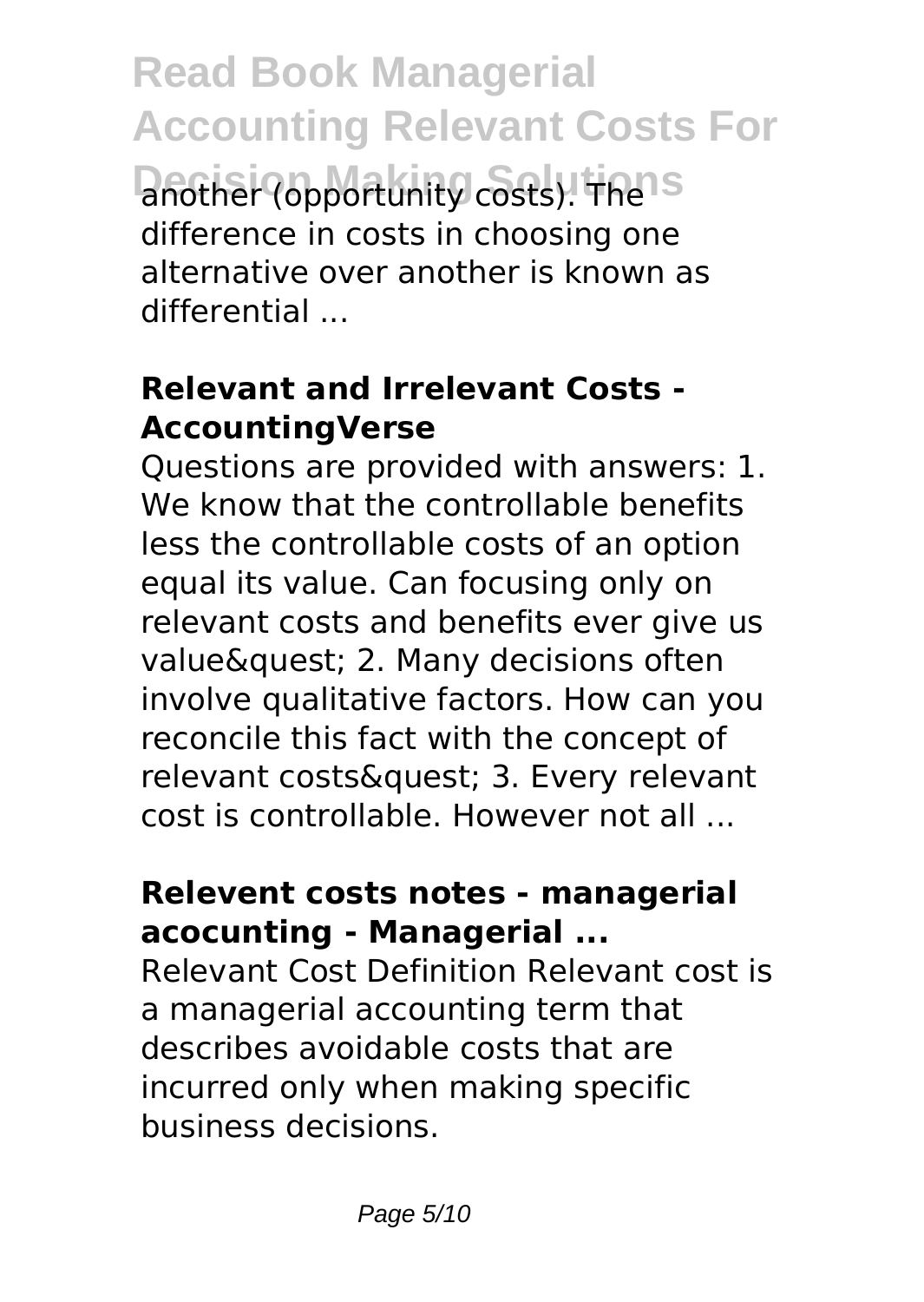another (opportunity costs). The difference in costs in choosing one alternative over another is known as differential ...

## Relevant and Irrelevant Costs - AccountingVerse

Questions are provided with answers: 1. We know that the controllable benefits less the controllable costs of an option equal its value. Can focusing only on relevant costs and benefits ever give us value&quest; 2. Many decisions often involve qualitative factors. How can you reconcile this fact with the concept of relevant costs&quest; 3. Every relevant cost is controllable. However not all ...

## Relevent costs notes - managerial acocunting - Managerial ...

Relevant Cost Definition Relevant cost is a managerial accounting term that describes avoidable costs that are incurred only when making specific business decisions.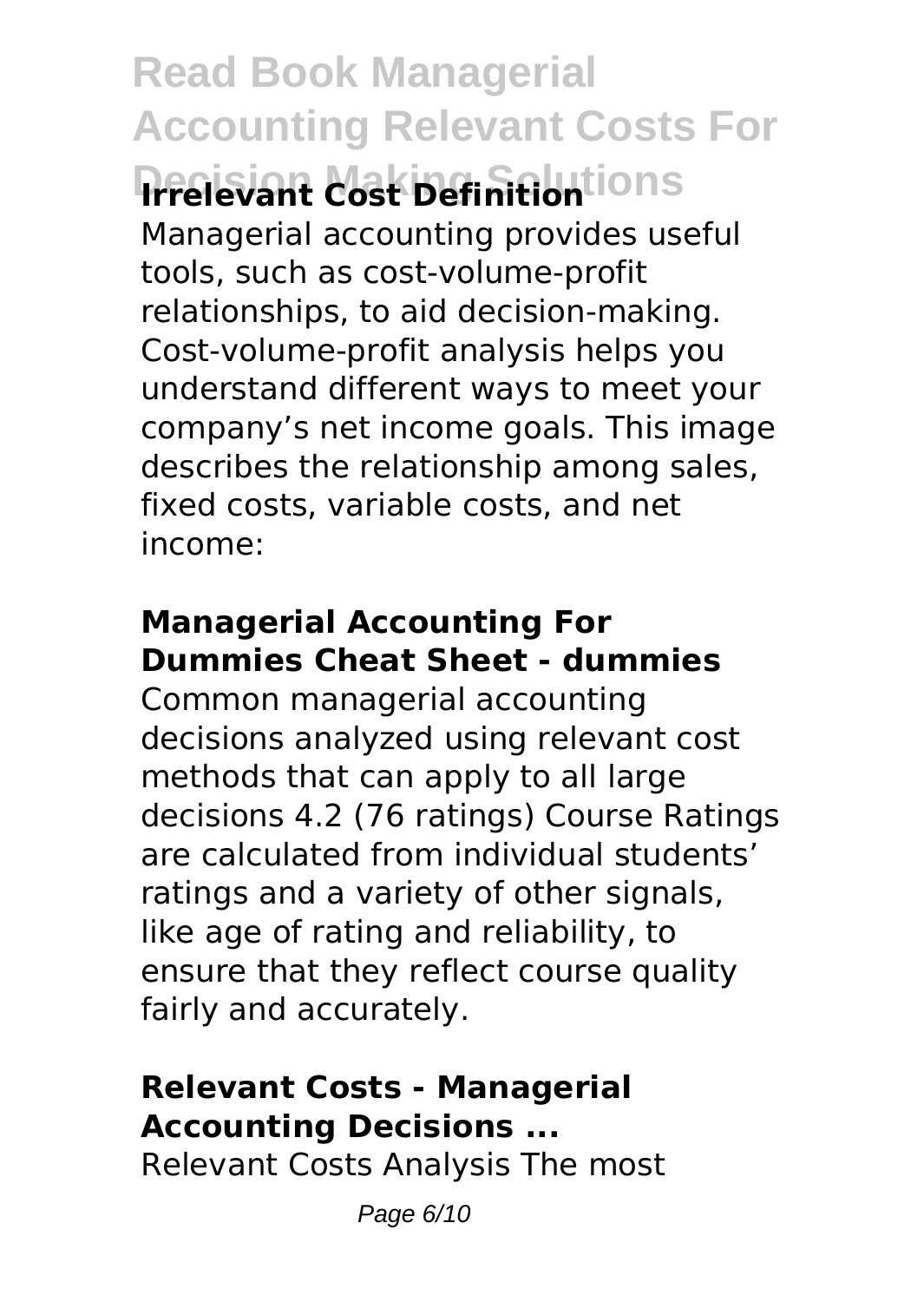### Irrelevant Cost Definition

Managerial accounting provides useful tools, such as cost-volume-profit relationships, to aid decision-making. Cost-volume-profit analysis helps you understand different ways to meet your company's net income goals. This image describes the relationship among sales, fixed costs, variable costs, and net income:

### Managerial Accounting For Dummies Cheat Sheet - dummies

Common managerial accounting decisions analyzed using relevant cost methods that can apply to all large decisions 4.2 (76 ratings) Course Ratings are calculated from individual students' ratings and a variety of other signals, like age of rating and reliability, to ensure that they reflect course quality fairly and accurately.

### Relevant Costs - Managerial Accounting Decisions ...

Relevant Costs Analysis The most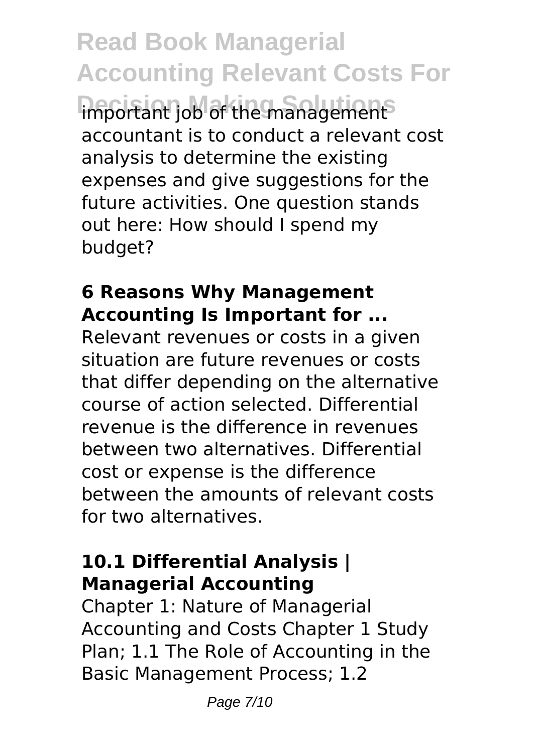important job of the management accountant is to conduct a relevant cost analysis to determine the existing expenses and give suggestions for the future activities. One question stands out here: How should I spend my budget?

### 6 Reasons Why Management Accounting Is Important for ...

Relevant revenues or costs in a given situation are future revenues or costs that differ depending on the alternative course of action selected. Differential revenue is the difference in revenues between two alternatives. Differential cost or expense is the difference between the amounts of relevant costs for two alternatives.

### 10.1 Differential Analysis | Managerial Accounting

Chapter 1: Nature of Managerial Accounting and Costs Chapter 1 Study Plan; 1.1 The Role of Accounting in the Basic Management Process; 1.2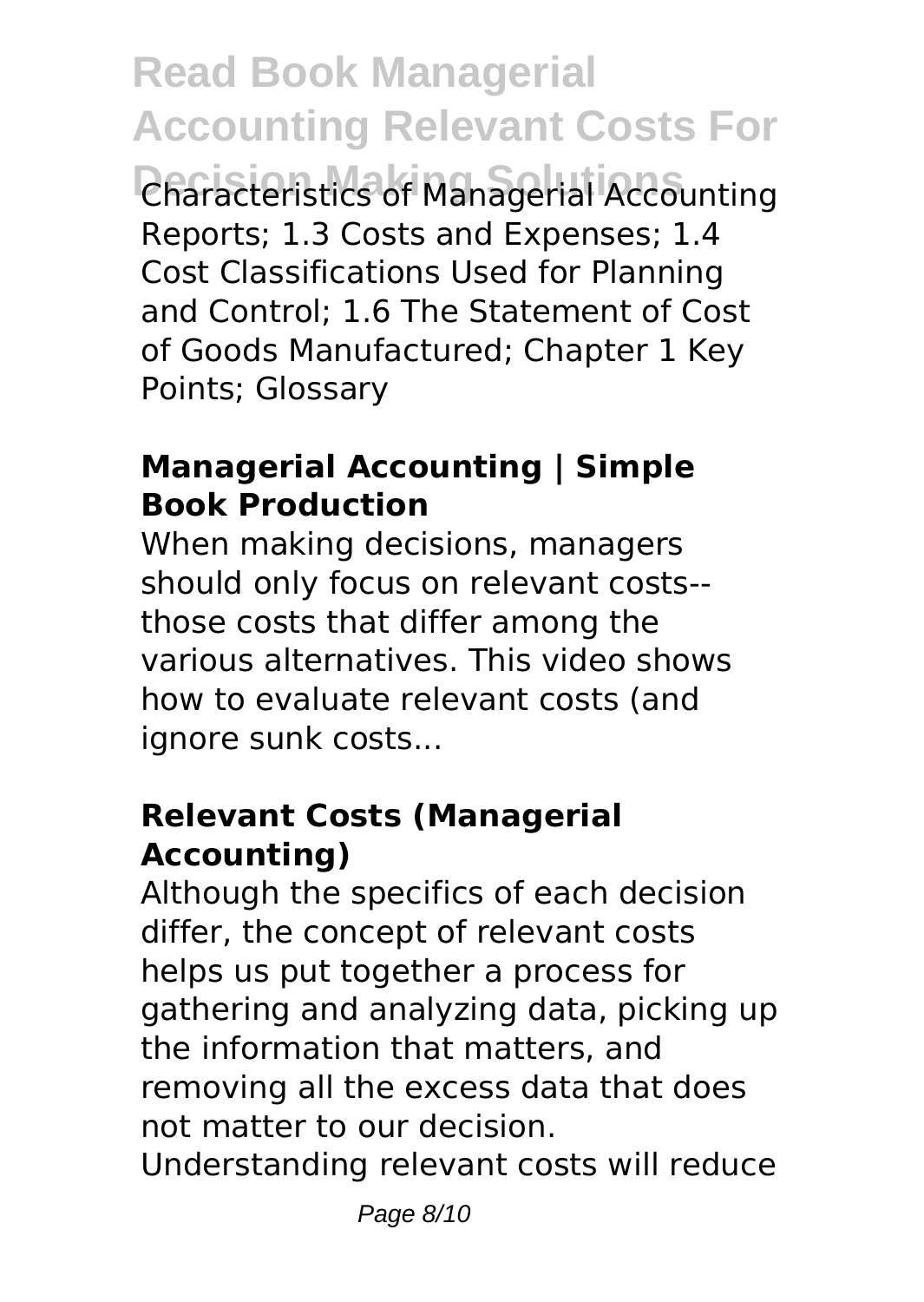Characteristics of Managerial Accounting Reports; 1.3 Costs and Expenses; 1.4 Cost Classifications Used for Planning and Control; 1.6 The Statement of Cost of Goods Manufactured; Chapter 1 Key Points; Glossary

### Managerial Accounting | Simple Book Production

When making decisions, managers should only focus on relevant costs--those costs that differ among the various alternatives. This video shows how to evaluate relevant costs (and ignore sunk costs...

### Relevant Costs (Managerial Accounting)

Although the specifics of each decision differ, the concept of relevant costs helps us put together a process for gathering and analyzing data, picking up the information that matters, and removing all the excess data that does not matter to our decision. Understanding relevant costs will reduce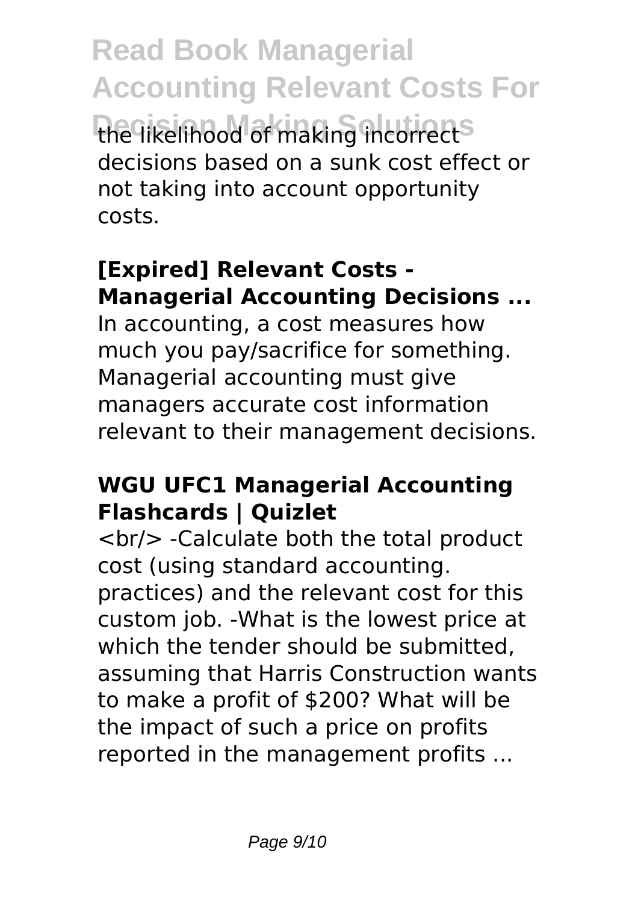the likelihood of making incorrect decisions based on a sunk cost effect or not taking into account opportunity costs.

### [Expired] Relevant Costs - Managerial Accounting Decisions ...

In accounting, a cost measures how much you pay/sacrifice for something. Managerial accounting must give managers accurate cost information relevant to their management decisions.

### WGU UFC1 Managerial Accounting Flashcards | Quizlet

<br/> -Calculate both the total product cost (using standard accounting. practices) and the relevant cost for this custom job. -What is the lowest price at which the tender should be submitted, assuming that Harris Construction wants to make a profit of $200? What will be the impact of such a price on profits reported in the management profits ...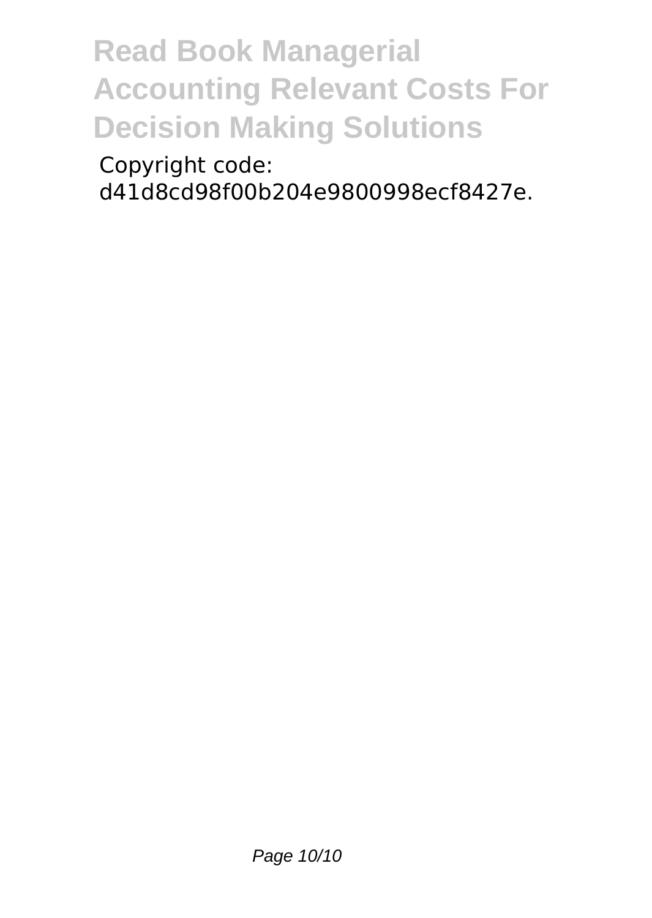Copyright code: d41d8cd98f00b204e9800998ecf8427e.